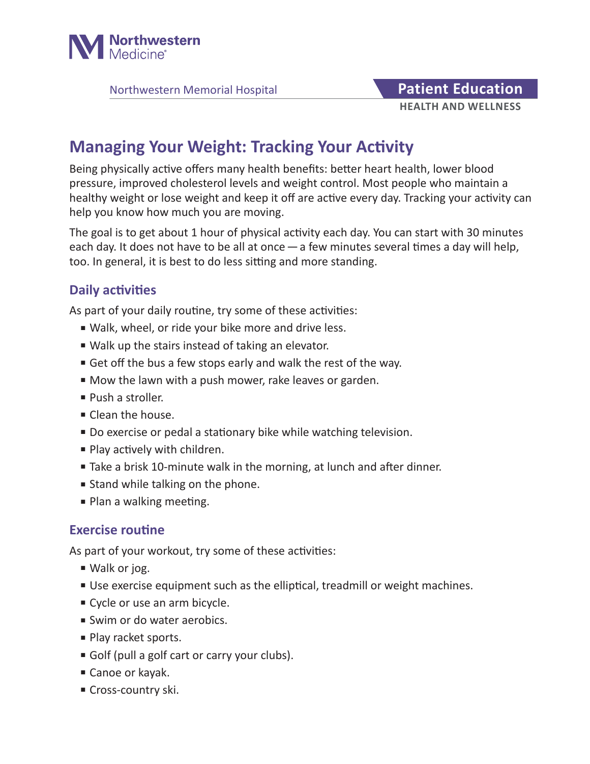Northwestern Medicine

Northwestern Memorial Hospital

**Patient Education**

**HEALTH AND WELLNESS**

# Managing Your Weight: Tracking Your Activity

Being physically active offers many health benefits: better heart health, lower blood pressure, improved cholesterol levels and weight control. Most people who maintain a healthy weight or lose weight and keep it off are active every day. Tracking your activity can help you know how much you are moving.

The goal is to get about 1 hour of physical activity each day. You can start with 30 minutes each day. It does not have to be all at once — a few minutes several times a day will help, too. In general, it is best to do less sitting and more standing.

## Daily activities

As part of your daily routine, try some of these activities:

- Walk, wheel, or ride your bike more and drive less.
- Walk up the stairs instead of taking an elevator.
- Get off the bus a few stops early and walk the rest of the way.
- Mow the lawn with a push mower, rake leaves or garden.
- Push a stroller.
- Clean the house.
- Do exercise or pedal a stationary bike while watching television.
- Play actively with children.
- Take a brisk 10-minute walk in the morning, at lunch and after dinner.
- Stand while talking on the phone.
- Plan a walking meeting.

## Exercise routine

As part of your workout, try some of these activities:

- Walk or jog.
- Use exercise equipment such as the elliptical, treadmill or weight machines.
- Cycle or use an arm bicycle.
- Swim or do water aerobics.
- Play racket sports.
- Golf (pull a golf cart or carry your clubs).
- Canoe or kayak.
- Cross-country ski.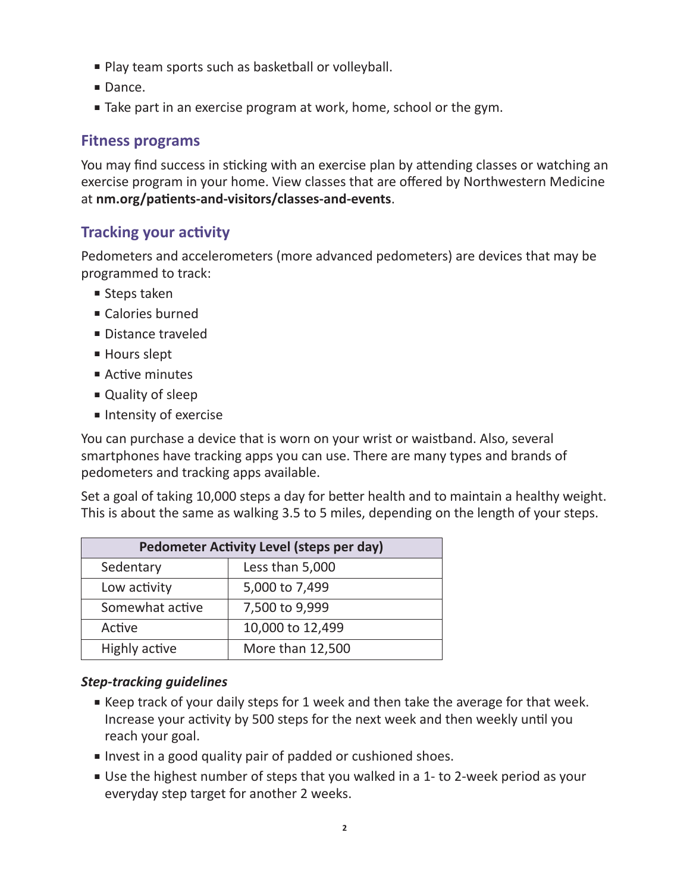- Play team sports such as basketball or volleyball.
- Dance.
- Take part in an exercise program at work, home, school or the gym.

## Fitness programs

You may find success in sticking with an exercise plan by attending classes or watching an exercise program in your home. View classes that are offered by Northwestern Medicine at **nm.org/patients-and-visitors/classes-and-events**.

## Tracking your activity

Pedometers and accelerometers (more advanced pedometers) are devices that may be programmed to track:

- Steps taken
- Calories burned
- Distance traveled
- Hours slept
- Active minutes
- Quality of sleep
- Intensity of exercise

You can purchase a device that is worn on your wrist or waistband. Also, several smartphones have tracking apps you can use. There are many types and brands of pedometers and tracking apps available.

Set a goal of taking 10,000 steps a day for better health and to maintain a healthy weight. This is about the same as walking 3.5 to 5 miles, depending on the length of your steps.

| Pedometer Activity Level (steps per day) | |
|---|---|
| Sedentary | Less than 5,000 |
| Low activity | 5,000 to 7,499 |
| Somewhat active | 7,500 to 9,999 |
| Active | 10,000 to 12,499 |
| Highly active | More than 12,500 |

### *Step-tracking guidelines*

- Keep track of your daily steps for 1 week and then take the average for that week. Increase your activity by 500 steps for the next week and then weekly until you reach your goal.
- Invest in a good quality pair of padded or cushioned shoes.
- Use the highest number of steps that you walked in a 1- to 2-week period as your everyday step target for another 2 weeks.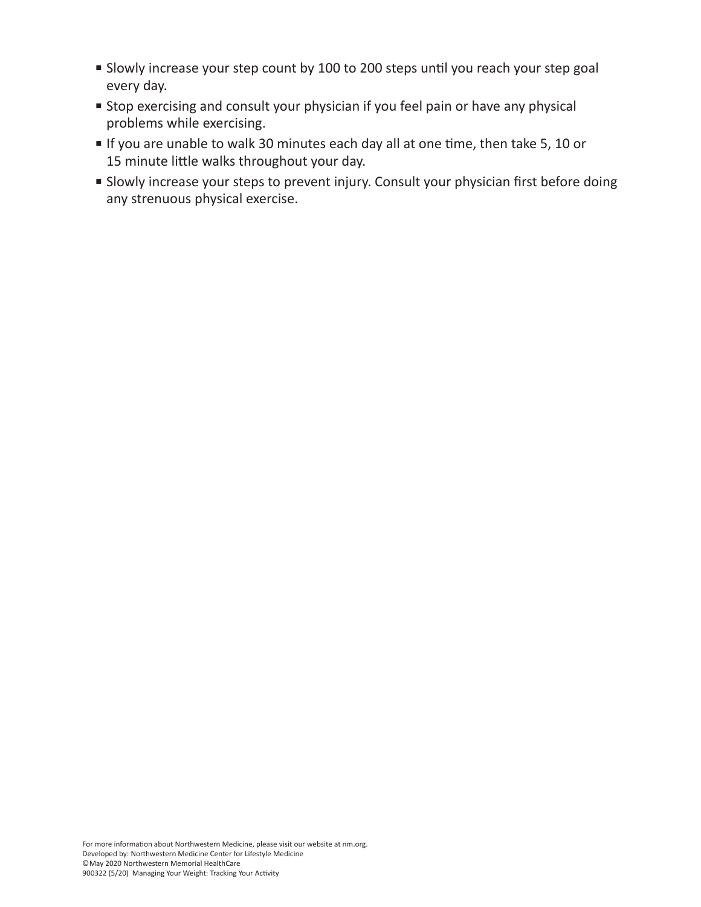- Slowly increase your step count by 100 to 200 steps until you reach your step goal every day.
- Stop exercising and consult your physician if you feel pain or have any physical problems while exercising.
- If you are unable to walk 30 minutes each day all at one time, then take 5, 10 or 15 minute little walks throughout your day.
- Slowly increase your steps to prevent injury. Consult your physician first before doing any strenuous physical exercise.

For more information about Northwestern Medicine, please visit our website at nm.org.
Developed by: Northwestern Medicine Center for Lifestyle Medicine
©May 2020 Northwestern Memorial HealthCare
900322 (5/20) Managing Your Weight: Tracking Your Activity